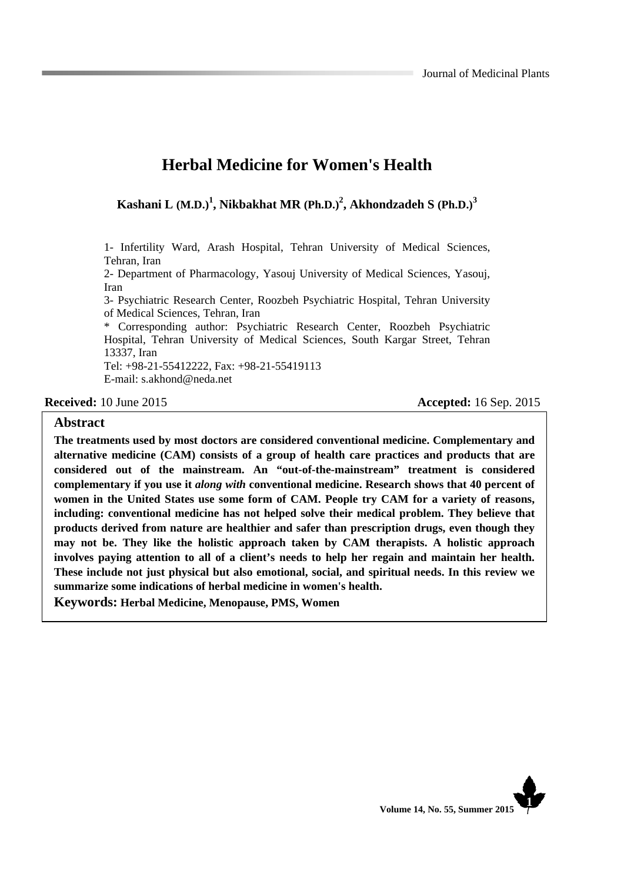# Herbal Medicine for Women's Health

**Kashani L (M.D.)[1], Nikbakhat MR (Ph.D.)[2], Akhondzadeh S (Ph.D.)[3]**

1- Infertility Ward, Arash Hospital, Tehran University of Medical Sciences, Tehran, Iran

2- Department of Pharmacology, Yasouj University of Medical Sciences, Yasouj, Iran

3- Psychiatric Research Center, Roozbeh Psychiatric Hospital, Tehran University of Medical Sciences, Tehran, Iran

* Corresponding author: Psychiatric Research Center, Roozbeh Psychiatric Hospital, Tehran University of Medical Sciences, South Kargar Street, Tehran 13337, Iran

Tel: +98-21-55412222, Fax: +98-21-55419113

E-mail: s.akhond@neda.net

**Received:** 10 June 2015 **Accepted:** 16 Sep. 2015

## Abstract

**The treatments used by most doctors are considered conventional medicine. Complementary and alternative medicine (CAM) consists of a group of health care practices and products that are considered out of the mainstream. An "out-of-the-mainstream" treatment is considered complementary if you use it *along with* conventional medicine. Research shows that 40 percent of women in the United States use some form of CAM. People try CAM for a variety of reasons, including: conventional medicine has not helped solve their medical problem. They believe that products derived from nature are healthier and safer than prescription drugs, even though they may not be. They like the holistic approach taken by CAM therapists. A holistic approach involves paying attention to all of a client's needs to help her regain and maintain her health. These include not just physical but also emotional, social, and spiritual needs. In this review we summarize some indications of herbal medicine in women's health.**

**Keywords: Herbal Medicine, Menopause, PMS, Women**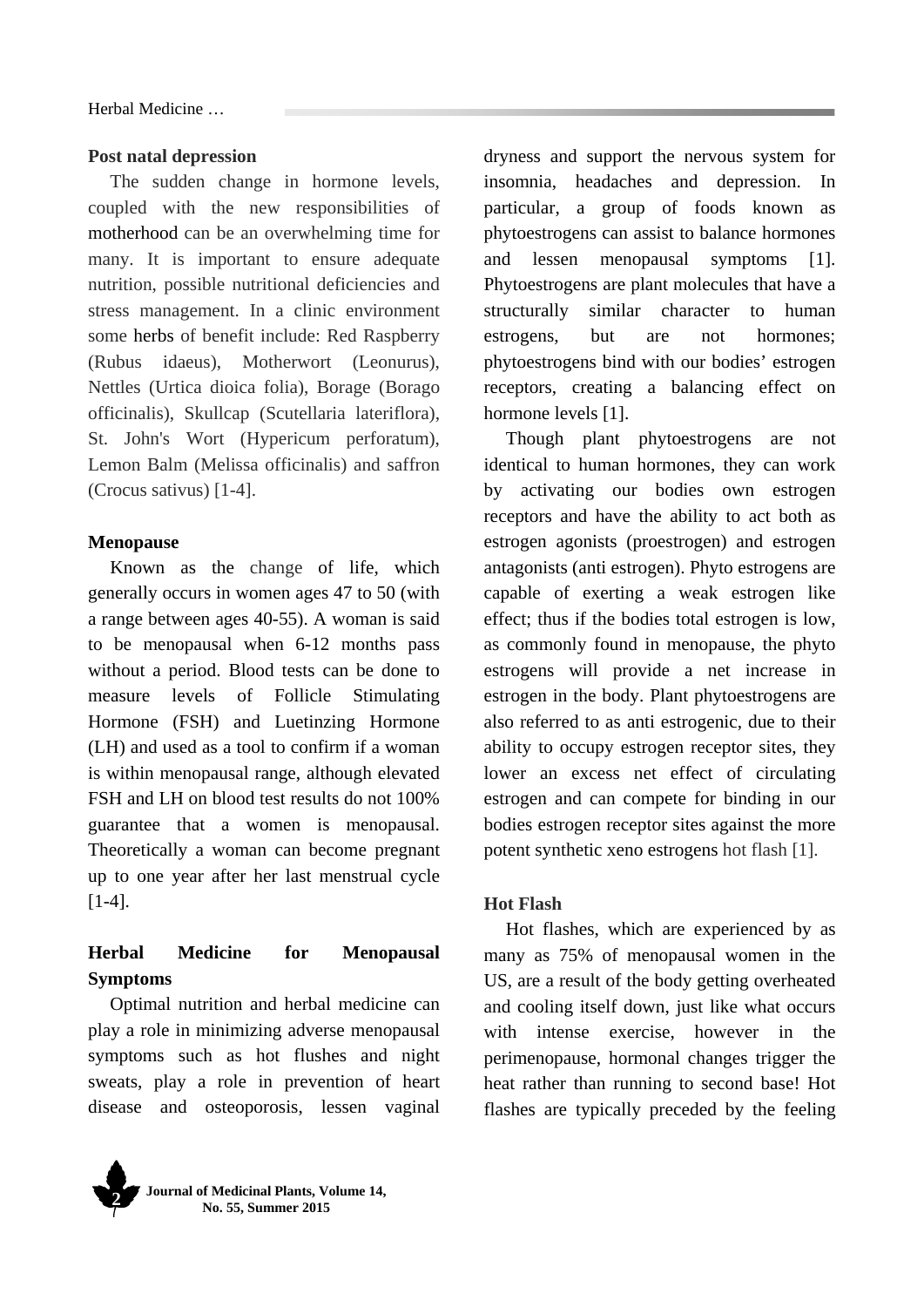**Post natal depression**

The sudden change in hormone levels, coupled with the new responsibilities of motherhood can be an overwhelming time for many. It is important to ensure adequate nutrition, possible nutritional deficiencies and stress management. In a clinic environment some herbs of benefit include: Red Raspberry (Rubus idaeus), Motherwort (Leonurus), Nettles (Urtica dioica folia), Borage (Borago officinalis), Skullcap (Scutellaria lateriflora), St. John's Wort (Hypericum perforatum), Lemon Balm (Melissa officinalis) and saffron (Crocus sativus) [1-4].

**Menopause**

Known as the change of life, which generally occurs in women ages 47 to 50 (with a range between ages 40-55). A woman is said to be menopausal when 6-12 months pass without a period. Blood tests can be done to measure levels of Follicle Stimulating Hormone (FSH) and Luetinzing Hormone (LH) and used as a tool to confirm if a woman is within menopausal range, although elevated FSH and LH on blood test results do not 100% guarantee that a women is menopausal. Theoretically a woman can become pregnant up to one year after her last menstrual cycle [1-4].

**Herbal Medicine for Menopausal Symptoms**

Optimal nutrition and herbal medicine can play a role in minimizing adverse menopausal symptoms such as hot flushes and night sweats, play a role in prevention of heart disease and osteoporosis, lessen vaginal dryness and support the nervous system for insomnia, headaches and depression. In particular, a group of foods known as phytoestrogens can assist to balance hormones and lessen menopausal symptoms [1]. Phytoestrogens are plant molecules that have a structurally similar character to human estrogens, but are not hormones; phytoestrogens bind with our bodies' estrogen receptors, creating a balancing effect on hormone levels [1].

Though plant phytoestrogens are not identical to human hormones, they can work by activating our bodies own estrogen receptors and have the ability to act both as estrogen agonists (proestrogen) and estrogen antagonists (anti estrogen). Phyto estrogens are capable of exerting a weak estrogen like effect; thus if the bodies total estrogen is low, as commonly found in menopause, the phyto estrogens will provide a net increase in estrogen in the body. Plant phytoestrogens are also referred to as anti estrogenic, due to their ability to occupy estrogen receptor sites, they lower an excess net effect of circulating estrogen and can compete for binding in our bodies estrogen receptor sites against the more potent synthetic xeno estrogens hot flash [1].

**Hot Flash**

Hot flashes, which are experienced by as many as 75% of menopausal women in the US, are a result of the body getting overheated and cooling itself down, just like what occurs with intense exercise, however in the perimenopause, hormonal changes trigger the heat rather than running to second base! Hot flashes are typically preceded by the feeling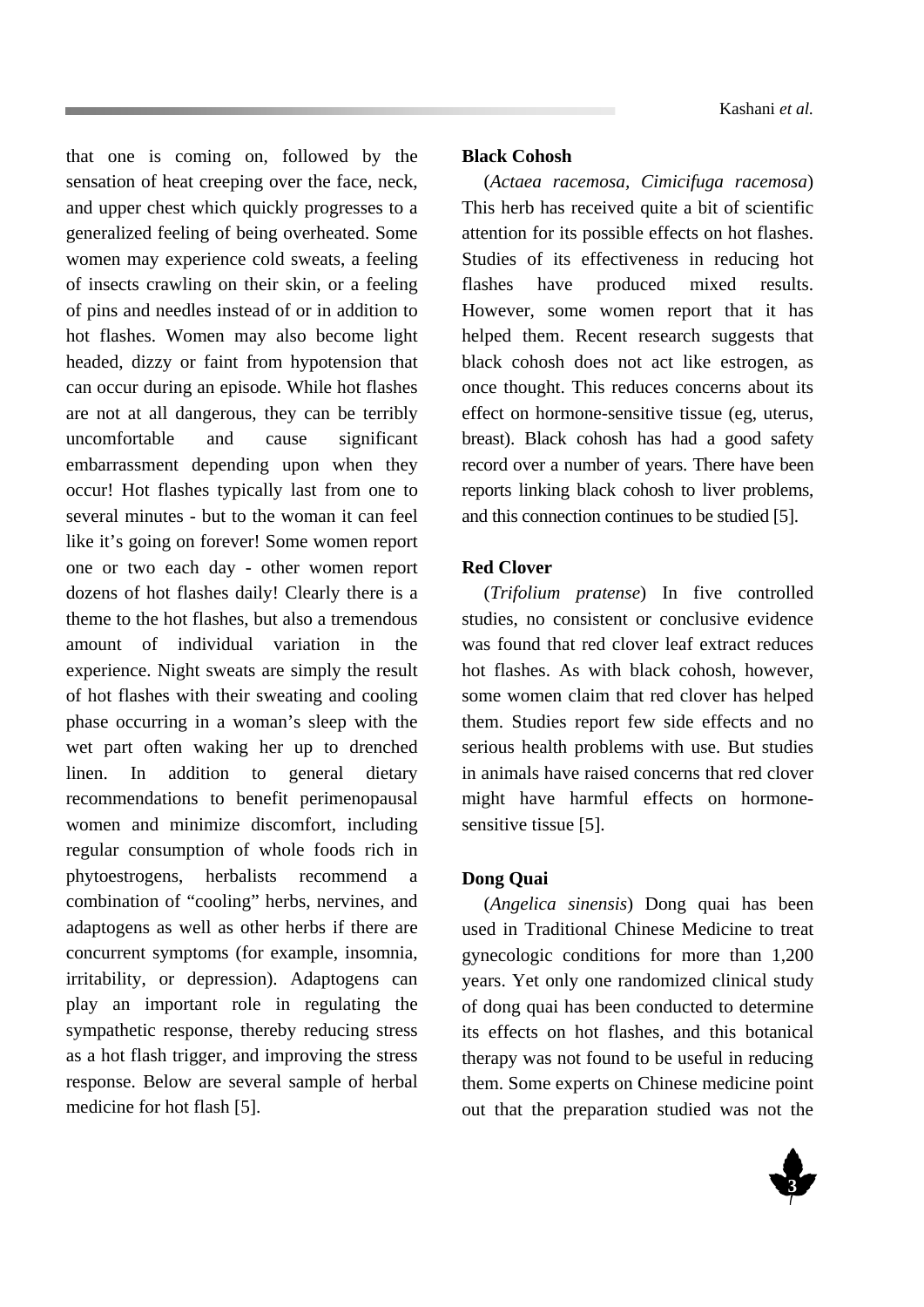that one is coming on, followed by the sensation of heat creeping over the face, neck, and upper chest which quickly progresses to a generalized feeling of being overheated. Some women may experience cold sweats, a feeling of insects crawling on their skin, or a feeling of pins and needles instead of or in addition to hot flashes. Women may also become light headed, dizzy or faint from hypotension that can occur during an episode. While hot flashes are not at all dangerous, they can be terribly uncomfortable and cause significant embarrassment depending upon when they occur! Hot flashes typically last from one to several minutes - but to the woman it can feel like it's going on forever! Some women report one or two each day - other women report dozens of hot flashes daily! Clearly there is a theme to the hot flashes, but also a tremendous amount of individual variation in the experience. Night sweats are simply the result of hot flashes with their sweating and cooling phase occurring in a woman's sleep with the wet part often waking her up to drenched linen. In addition to general dietary recommendations to benefit perimenopausal women and minimize discomfort, including regular consumption of whole foods rich in phytoestrogens, herbalists recommend a combination of "cooling" herbs, nervines, and adaptogens as well as other herbs if there are concurrent symptoms (for example, insomnia, irritability, or depression). Adaptogens can play an important role in regulating the sympathetic response, thereby reducing stress as a hot flash trigger, and improving the stress response. Below are several sample of herbal medicine for hot flash [5].

**Black Cohosh**

(*Actaea racemosa, Cimicifuga racemosa*) This herb has received quite a bit of scientific attention for its possible effects on hot flashes. Studies of its effectiveness in reducing hot flashes have produced mixed results. However, some women report that it has helped them. Recent research suggests that black cohosh does not act like estrogen, as once thought. This reduces concerns about its effect on hormone-sensitive tissue (eg, uterus, breast). Black cohosh has had a good safety record over a number of years. There have been reports linking black cohosh to liver problems, and this connection continues to be studied [5].

**Red Clover**

(*Trifolium pratense*) In five controlled studies, no consistent or conclusive evidence was found that red clover leaf extract reduces hot flashes. As with black cohosh, however, some women claim that red clover has helped them. Studies report few side effects and no serious health problems with use. But studies in animals have raised concerns that red clover might have harmful effects on hormone-sensitive tissue [5].

**Dong Quai**

(*Angelica sinensis*) Dong quai has been used in Traditional Chinese Medicine to treat gynecologic conditions for more than 1,200 years. Yet only one randomized clinical study of dong quai has been conducted to determine its effects on hot flashes, and this botanical therapy was not found to be useful in reducing them. Some experts on Chinese medicine point out that the preparation studied was not the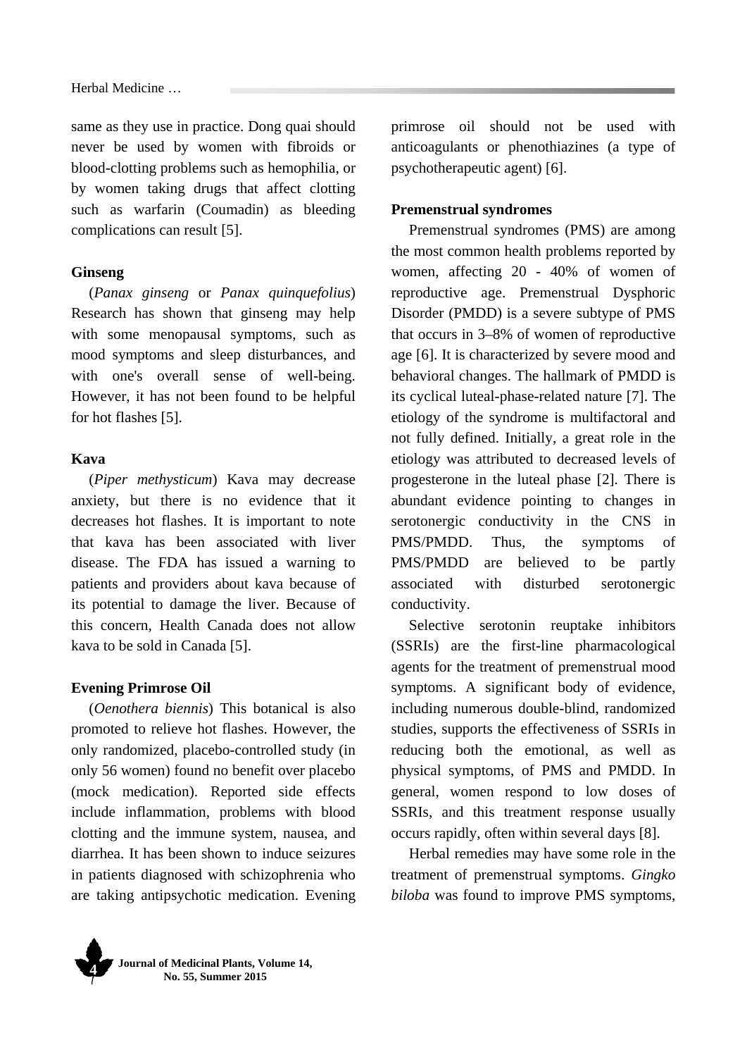same as they use in practice. Dong quai should never be used by women with fibroids or blood-clotting problems such as hemophilia, or by women taking drugs that affect clotting such as warfarin (Coumadin) as bleeding complications can result [5].

**Ginseng**

(*Panax ginseng* or *Panax quinquefolius*) Research has shown that ginseng may help with some menopausal symptoms, such as mood symptoms and sleep disturbances, and with one's overall sense of well-being. However, it has not been found to be helpful for hot flashes [5].

**Kava**

(*Piper methysticum*) Kava may decrease anxiety, but there is no evidence that it decreases hot flashes. It is important to note that kava has been associated with liver disease. The FDA has issued a warning to patients and providers about kava because of its potential to damage the liver. Because of this concern, Health Canada does not allow kava to be sold in Canada [5].

**Evening Primrose Oil**

(*Oenothera biennis*) This botanical is also promoted to relieve hot flashes. However, the only randomized, placebo-controlled study (in only 56 women) found no benefit over placebo (mock medication). Reported side effects include inflammation, problems with blood clotting and the immune system, nausea, and diarrhea. It has been shown to induce seizures in patients diagnosed with schizophrenia who are taking antipsychotic medication. Evening primrose oil should not be used with anticoagulants or phenothiazines (a type of psychotherapeutic agent) [6].

**Premenstrual syndromes**

Premenstrual syndromes (PMS) are among the most common health problems reported by women, affecting 20 - 40% of women of reproductive age. Premenstrual Dysphoric Disorder (PMDD) is a severe subtype of PMS that occurs in 3–8% of women of reproductive age [6]. It is characterized by severe mood and behavioral changes. The hallmark of PMDD is its cyclical luteal-phase-related nature [7]. The etiology of the syndrome is multifactoral and not fully defined. Initially, a great role in the etiology was attributed to decreased levels of progesterone in the luteal phase [2]. There is abundant evidence pointing to changes in serotonergic conductivity in the CNS in PMS/PMDD. Thus, the symptoms of PMS/PMDD are believed to be partly associated with disturbed serotonergic conductivity.

Selective serotonin reuptake inhibitors (SSRIs) are the first-line pharmacological agents for the treatment of premenstrual mood symptoms. A significant body of evidence, including numerous double-blind, randomized studies, supports the effectiveness of SSRIs in reducing both the emotional, as well as physical symptoms, of PMS and PMDD. In general, women respond to low doses of SSRIs, and this treatment response usually occurs rapidly, often within several days [8].

Herbal remedies may have some role in the treatment of premenstrual symptoms. *Gingko biloba* was found to improve PMS symptoms,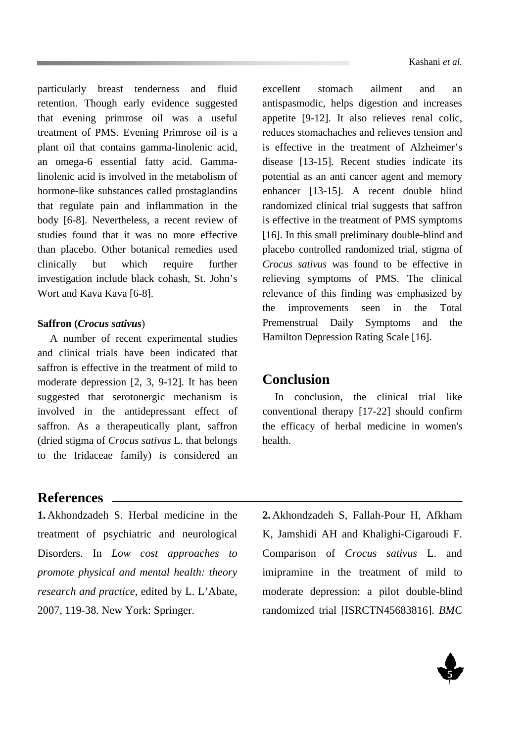particularly breast tenderness and fluid retention. Though early evidence suggested that evening primrose oil was a useful treatment of PMS. Evening Primrose oil is a plant oil that contains gamma-linolenic acid, an omega-6 essential fatty acid. Gamma-linolenic acid is involved in the metabolism of hormone-like substances called prostaglandins that regulate pain and inflammation in the body [6-8]. Nevertheless, a recent review of studies found that it was no more effective than placebo. Other botanical remedies used clinically but which require further investigation include black cohash, St. John's Wort and Kava Kava [6-8].

#### Saffron (*Crocus sativus*)

A number of recent experimental studies and clinical trials have been indicated that saffron is effective in the treatment of mild to moderate depression [2, 3, 9-12]. It has been suggested that serotonergic mechanism is involved in the antidepressant effect of saffron. As a therapeutically plant, saffron (dried stigma of *Crocus sativus* L. that belongs to the Iridaceae family) is considered an excellent stomach ailment and an antispasmodic, helps digestion and increases appetite [9-12]. It also relieves renal colic, reduces stomachaches and relieves tension and is effective in the treatment of Alzheimer's disease [13-15]. Recent studies indicate its potential as an anti cancer agent and memory enhancer [13-15]. A recent double blind randomized clinical trial suggests that saffron is effective in the treatment of PMS symptoms [16]. In this small preliminary double-blind and placebo controlled randomized trial, stigma of *Crocus sativus* was found to be effective in relieving symptoms of PMS. The clinical relevance of this finding was emphasized by the improvements seen in the Total Premenstrual Daily Symptoms and the Hamilton Depression Rating Scale [16].

## Conclusion

In conclusion, the clinical trial like conventional therapy [17-22] should confirm the efficacy of herbal medicine in women's health.

## References

**1.** Akhondzadeh S. Herbal medicine in the treatment of psychiatric and neurological Disorders. In *Low cost approaches to promote physical and mental health: theory research and practice*, edited by L. L'Abate, 2007, 119-38. New York: Springer.

**2.** Akhondzadeh S, Fallah-Pour H, Afkham K, Jamshidi AH and Khalighi-Cigaroudi F. Comparison of *Crocus sativus* L. and imipramine in the treatment of mild to moderate depression: a pilot double-blind randomized trial [ISRCTN45683816]. *BMC*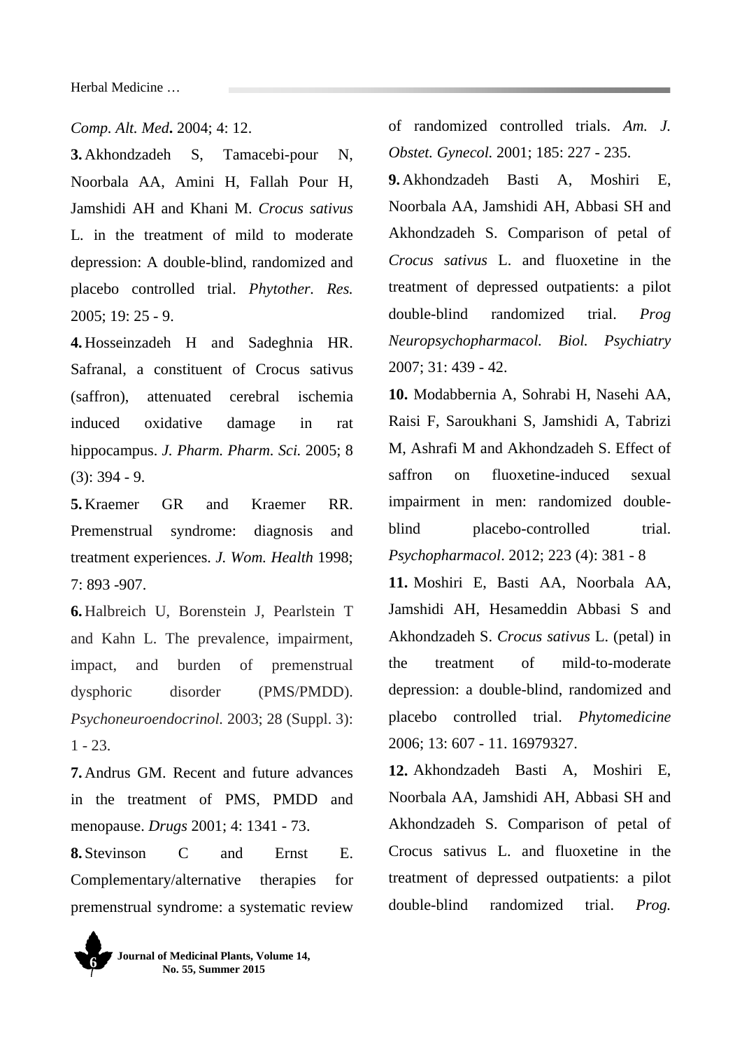*Comp. Alt. Med***.** 2004; 4: 12.

**3.** Akhondzadeh S, Tamacebi-pour N, Noorbala AA, Amini H, Fallah Pour H, Jamshidi AH and Khani M. *Crocus sativus* L. in the treatment of mild to moderate depression: A double-blind, randomized and placebo controlled trial. *Phytother. Res.* 2005; 19: 25 - 9.

**4.** Hosseinzadeh H and Sadeghnia HR. Safranal, a constituent of Crocus sativus (saffron), attenuated cerebral ischemia induced oxidative damage in rat hippocampus. *J. Pharm. Pharm. Sci.* 2005; 8 (3): 394 - 9.

**5.** Kraemer GR and Kraemer RR. Premenstrual syndrome: diagnosis and treatment experiences. *J. Wom. Health* 1998; 7: 893 -907.

**6.** Halbreich U, Borenstein J, Pearlstein T and Kahn L. The prevalence, impairment, impact, and burden of premenstrual dysphoric disorder (PMS/PMDD). *Psychoneuroendocrinol.* 2003; 28 (Suppl. 3): 1 - 23.

**7.** Andrus GM. Recent and future advances in the treatment of PMS, PMDD and menopause. *Drugs* 2001; 4: 1341 - 73.

**8.** Stevinson C and Ernst E. Complementary/alternative therapies for premenstrual syndrome: a systematic review of randomized controlled trials. *Am. J. Obstet. Gynecol.* 2001; 185: 227 - 235.

**9.** Akhondzadeh Basti A, Moshiri E, Noorbala AA, Jamshidi AH, Abbasi SH and Akhondzadeh S. Comparison of petal of *Crocus sativus* L. and fluoxetine in the treatment of depressed outpatients: a pilot double-blind randomized trial. *Prog Neuropsychopharmacol. Biol. Psychiatry* 2007; 31: 439 - 42.

**10.** Modabbernia A, Sohrabi H, Nasehi AA, Raisi F, Saroukhani S, Jamshidi A, Tabrizi M, Ashrafi M and Akhondzadeh S. Effect of saffron on fluoxetine-induced sexual impairment in men: randomized double-blind placebo-controlled trial. *Psychopharmacol*. 2012; 223 (4): 381 - 8

**11.** Moshiri E, Basti AA, Noorbala AA, Jamshidi AH, Hesameddin Abbasi S and Akhondzadeh S. *Crocus sativus* L. (petal) in the treatment of mild-to-moderate depression: a double-blind, randomized and placebo controlled trial. *Phytomedicine* 2006; 13: 607 - 11. 16979327.

**12.** Akhondzadeh Basti A, Moshiri E, Noorbala AA, Jamshidi AH, Abbasi SH and Akhondzadeh S. Comparison of petal of Crocus sativus L. and fluoxetine in the treatment of depressed outpatients: a pilot double-blind randomized trial. *Prog.*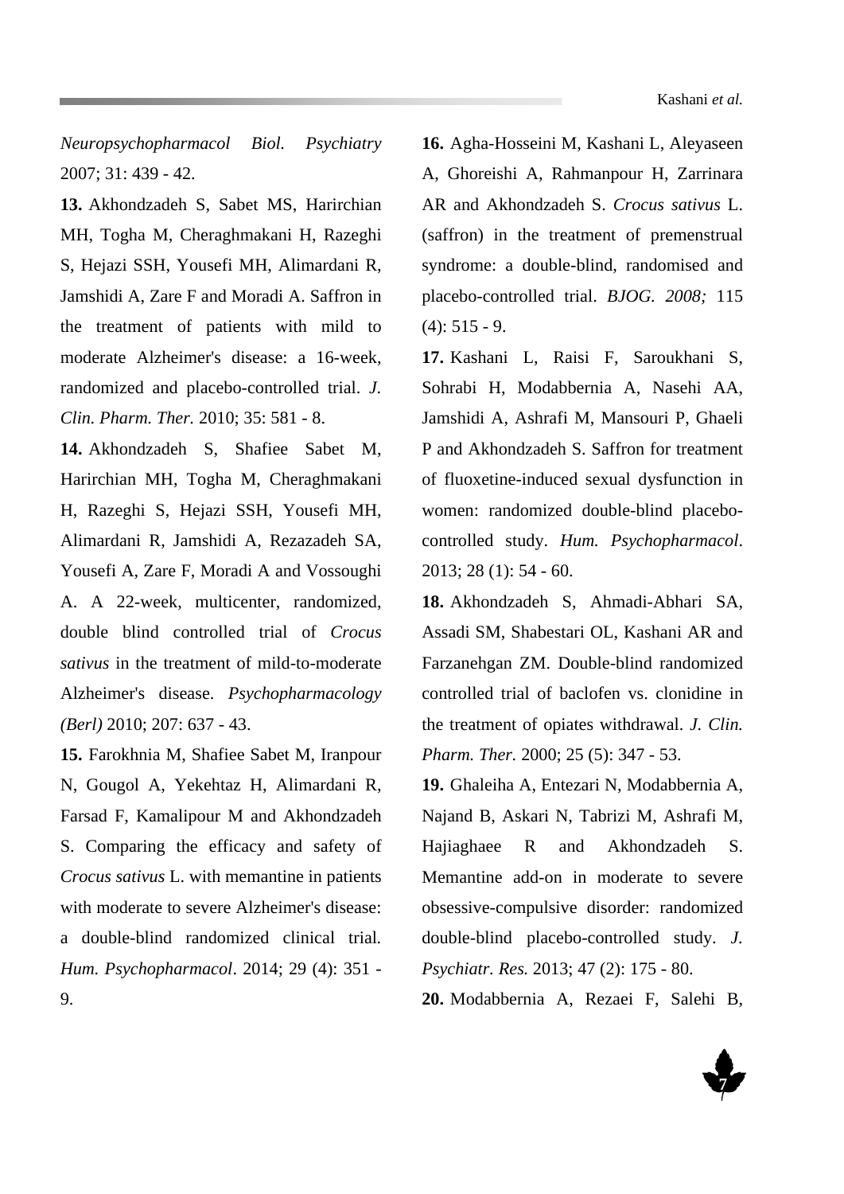*Neuropsychopharmacol Biol. Psychiatry* 2007; 31: 439 - 42.

**13.** Akhondzadeh S, Sabet MS, Harirchian MH, Togha M, Cheraghmakani H, Razeghi S, Hejazi SSH, Yousefi MH, Alimardani R, Jamshidi A, Zare F and Moradi A. Saffron in the treatment of patients with mild to moderate Alzheimer's disease: a 16-week, randomized and placebo-controlled trial. *J. Clin. Pharm. Ther.* 2010; 35: 581 - 8.

**14.** Akhondzadeh S, Shafiee Sabet M, Harirchian MH, Togha M, Cheraghmakani H, Razeghi S, Hejazi SSH, Yousefi MH, Alimardani R, Jamshidi A, Rezazadeh SA, Yousefi A, Zare F, Moradi A and Vossoughi A. A 22-week, multicenter, randomized, double blind controlled trial of *Crocus sativus* in the treatment of mild-to-moderate Alzheimer's disease. *Psychopharmacology (Berl)* 2010; 207: 637 - 43.

**15.** Farokhnia M, Shafiee Sabet M, Iranpour N, Gougol A, Yekehtaz H, Alimardani R, Farsad F, Kamalipour M and Akhondzadeh S. Comparing the efficacy and safety of *Crocus sativus* L. with memantine in patients with moderate to severe Alzheimer's disease: a double-blind randomized clinical trial. *Hum. Psychopharmacol*. 2014; 29 (4): 351 - 9.

**16.** Agha-Hosseini M, Kashani L, Aleyaseen A, Ghoreishi A, Rahmanpour H, Zarrinara AR and Akhondzadeh S. *Crocus sativus* L. (saffron) in the treatment of premenstrual syndrome: a double-blind, randomised and placebo-controlled trial. *BJOG. 2008;* 115 (4): 515 - 9.

**17.** Kashani L, Raisi F, Saroukhani S, Sohrabi H, Modabbernia A, Nasehi AA, Jamshidi A, Ashrafi M, Mansouri P, Ghaeli P and Akhondzadeh S. Saffron for treatment of fluoxetine-induced sexual dysfunction in women: randomized double-blind placebo-controlled study. *Hum. Psychopharmacol*. 2013; 28 (1): 54 - 60.

**18.** Akhondzadeh S, Ahmadi-Abhari SA, Assadi SM, Shabestari OL, Kashani AR and Farzanehgan ZM. Double-blind randomized controlled trial of baclofen vs. clonidine in the treatment of opiates withdrawal. *J. Clin. Pharm. Ther.* 2000; 25 (5): 347 - 53.

**19.** Ghaleiha A, Entezari N, Modabbernia A, Najand B, Askari N, Tabrizi M, Ashrafi M, Hajiaghaee R and Akhondzadeh S. Memantine add-on in moderate to severe obsessive-compulsive disorder: randomized double-blind placebo-controlled study. *J. Psychiatr. Res.* 2013; 47 (2): 175 - 80.

**20.** Modabbernia A, Rezaei F, Salehi B,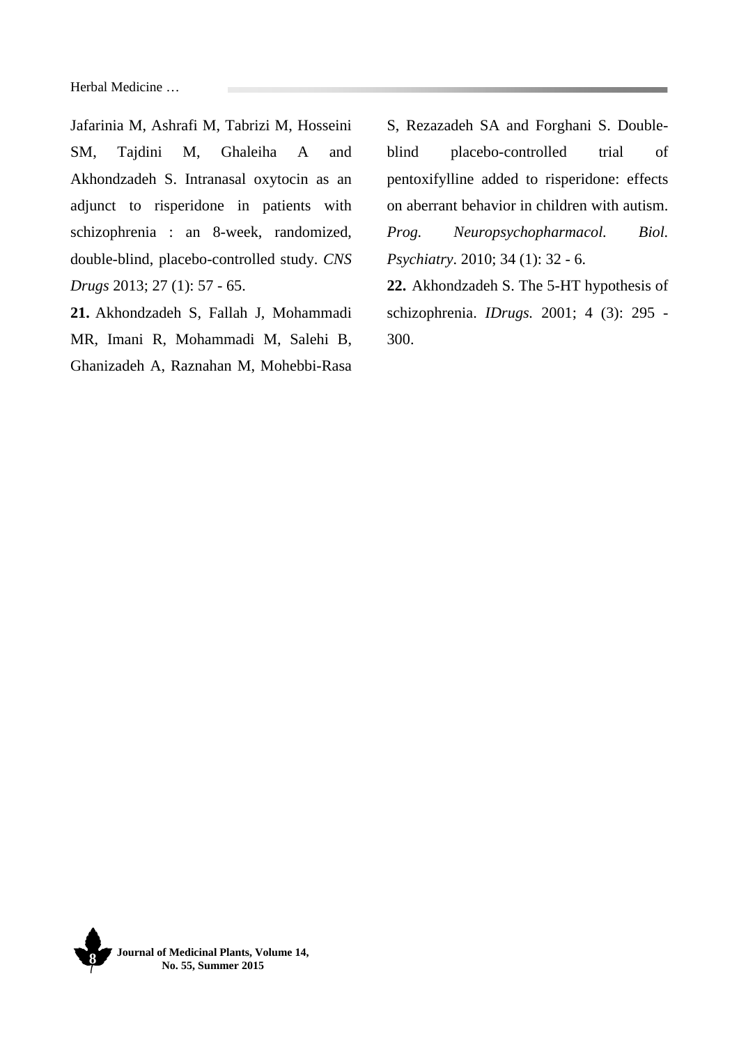Jafarinia M, Ashrafi M, Tabrizi M, Hosseini SM, Tajdini M, Ghaleiha A and Akhondzadeh S. Intranasal oxytocin as an adjunct to risperidone in patients with schizophrenia : an 8-week, randomized, double-blind, placebo-controlled study. *CNS Drugs* 2013; 27 (1): 57 - 65.

**21.** Akhondzadeh S, Fallah J, Mohammadi MR, Imani R, Mohammadi M, Salehi B, Ghanizadeh A, Raznahan M, Mohebbi-Rasa S, Rezazadeh SA and Forghani S. Double-blind placebo-controlled trial of pentoxifylline added to risperidone: effects on aberrant behavior in children with autism. *Prog. Neuropsychopharmacol. Biol. Psychiatry*. 2010; 34 (1): 32 - 6.

**22.** Akhondzadeh S. The 5-HT hypothesis of schizophrenia. *IDrugs.* 2001; 4 (3): 295 - 300.